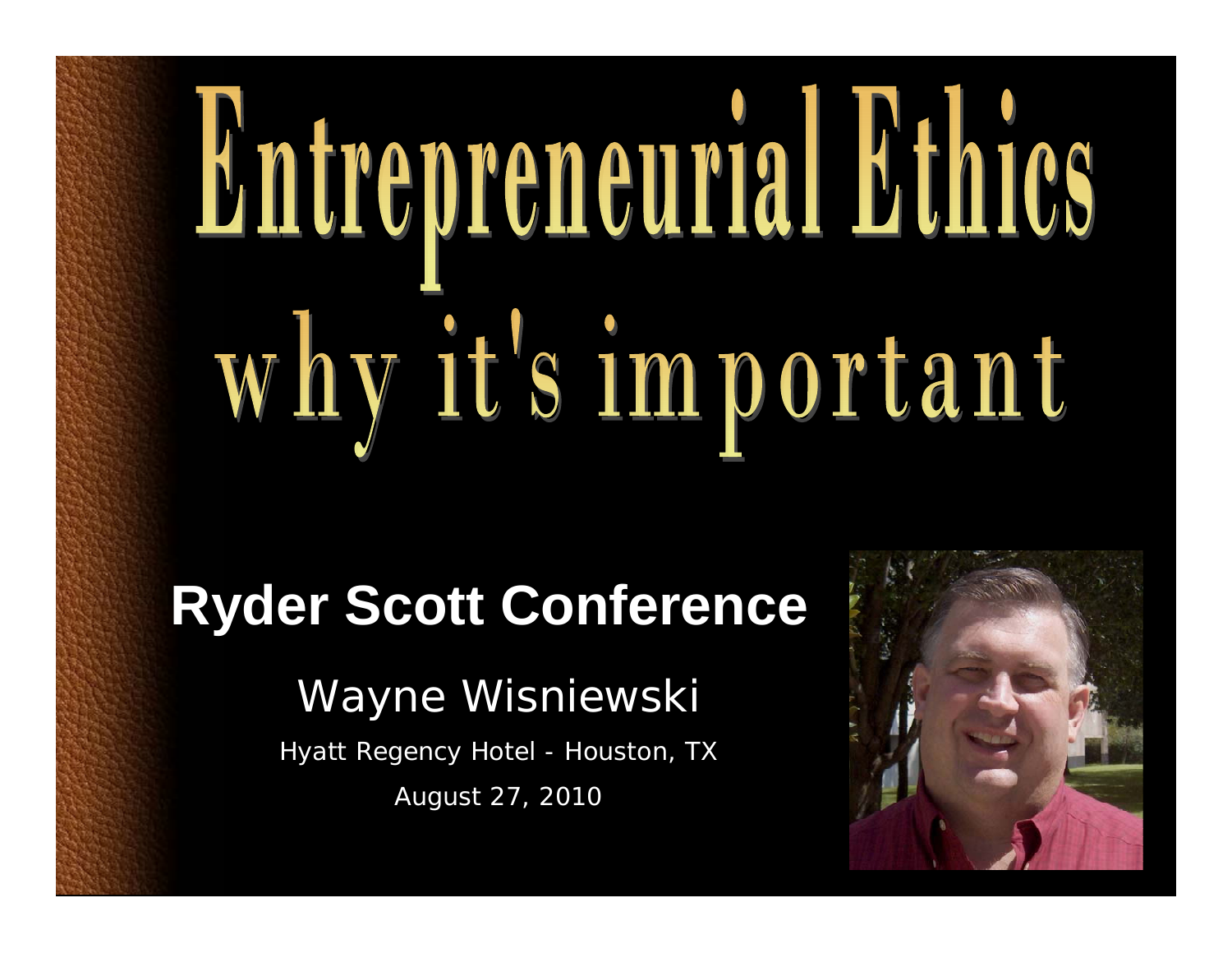# Entrepreneurial Ethics
## why it's important

**Ryder Scott Conference**

Wayne Wisniewski

Hyatt Regency Hotel - Houston, TX

August 27, 2010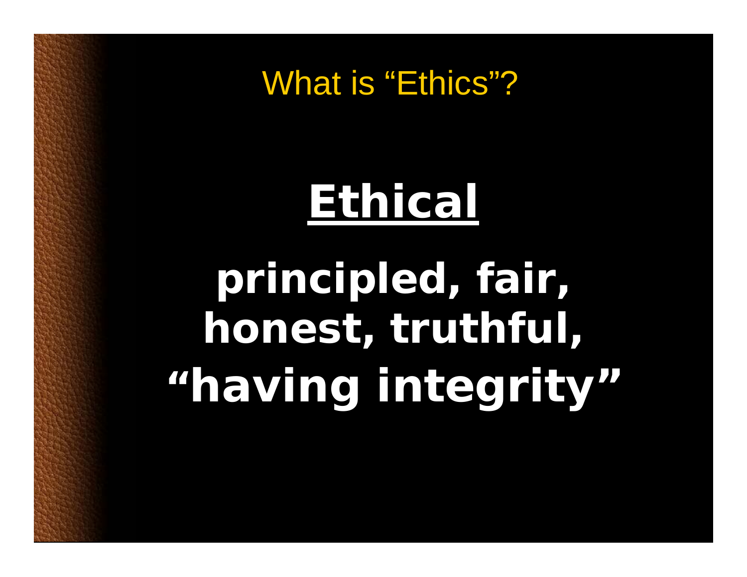# What is "Ethics"?

## Ethical

**principled, fair, honest, truthful, "having integrity"**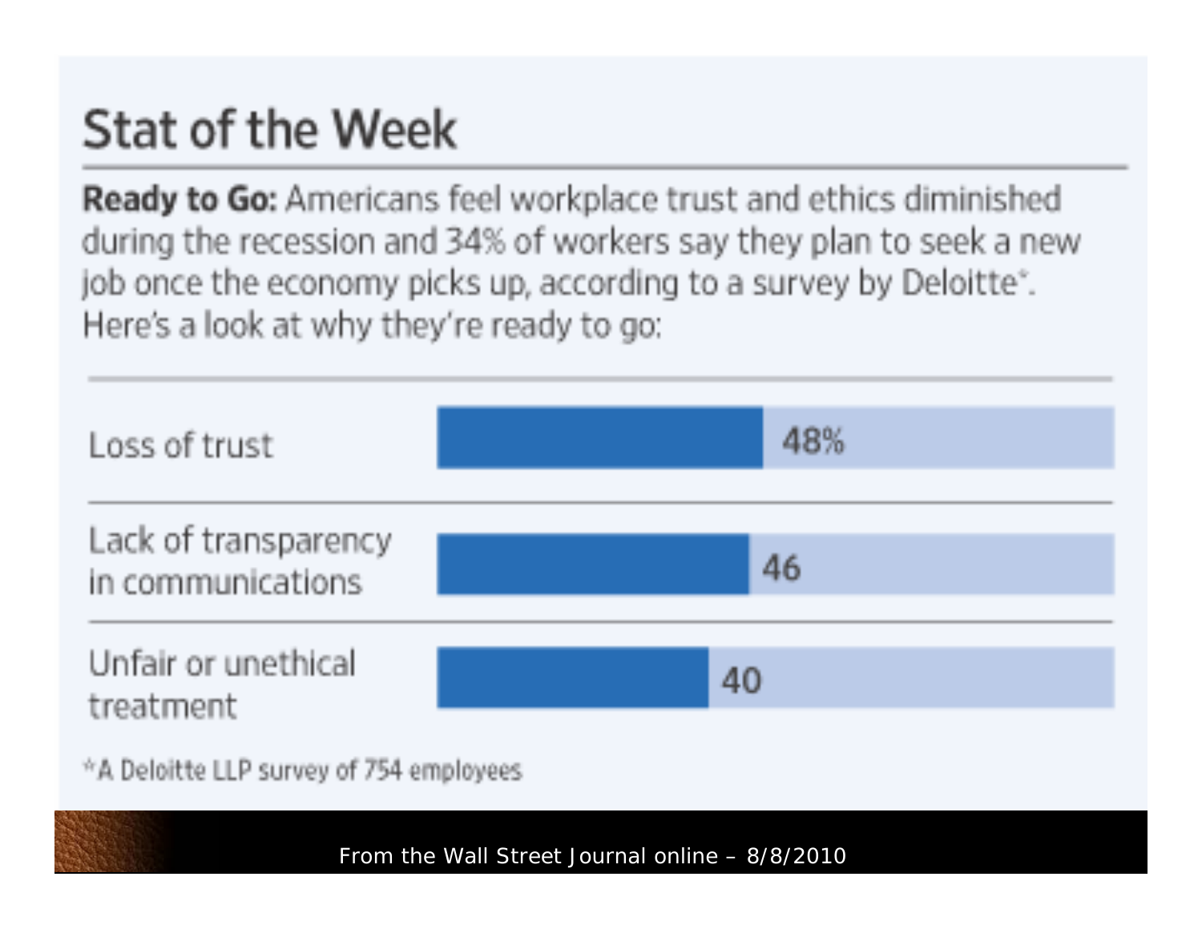# Stat of the Week

**Ready to Go:** Americans feel workplace trust and ethics diminished during the recession and 34% of workers say they plan to seek a new job once the economy picks up, according to a survey by Deloitte*. Here's a look at why they're ready to go:

| Reason | Percentage |
|---|---|
| Loss of trust | 48% |
| Lack of transparency in communications | 46 |
| Unfair or unethical treatment | 40 |

*A Deloitte LLP survey of 754 employees

From the Wall Street Journal online – 8/8/2010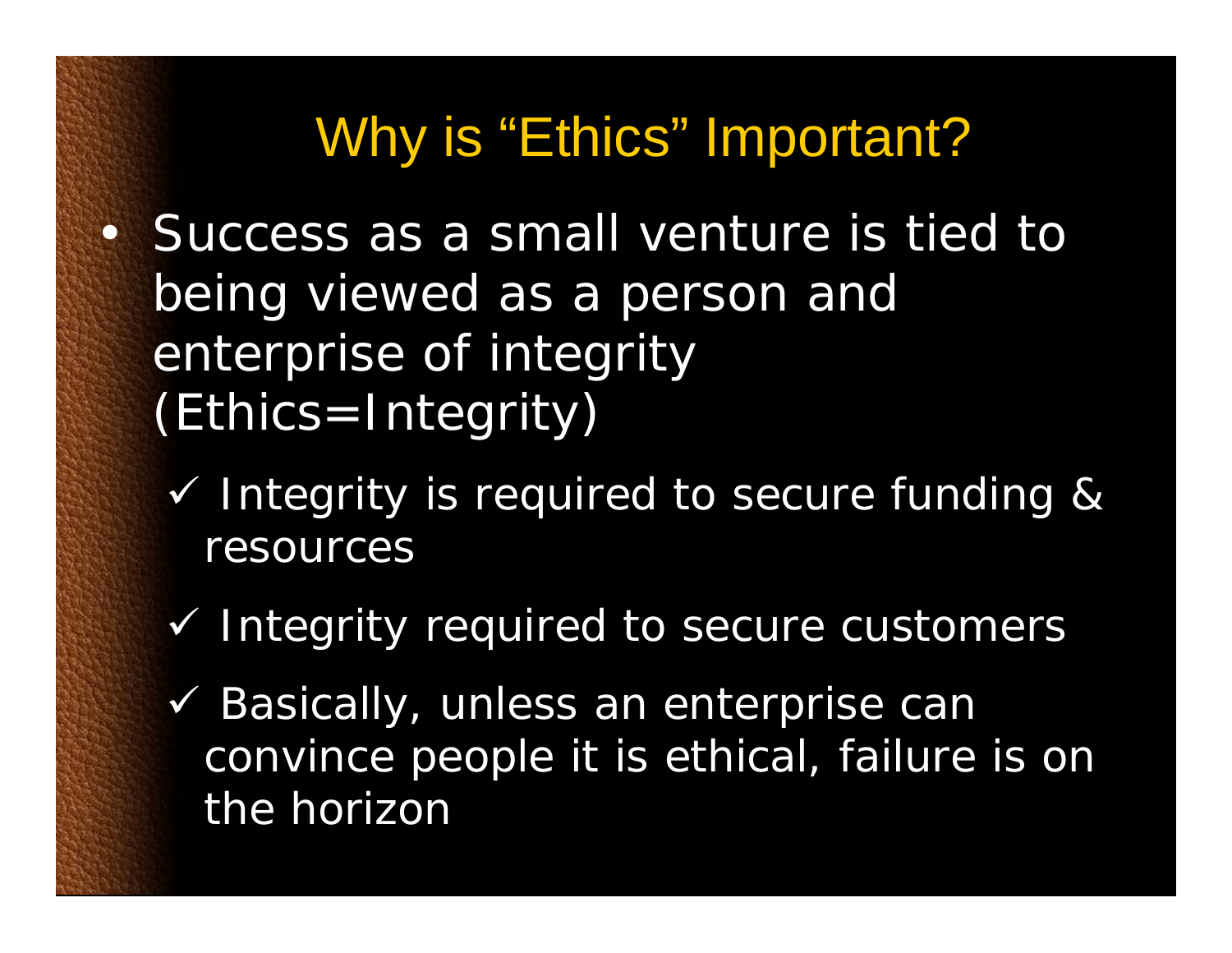# Why is "Ethics" Important?

- Success as a small venture is tied to being viewed as a person and enterprise of integrity (Ethics=Integrity)
  - ✓ Integrity is required to secure funding & resources
  - ✓ Integrity required to secure customers
  - ✓ Basically, unless an enterprise can convince people it is ethical, failure is on the horizon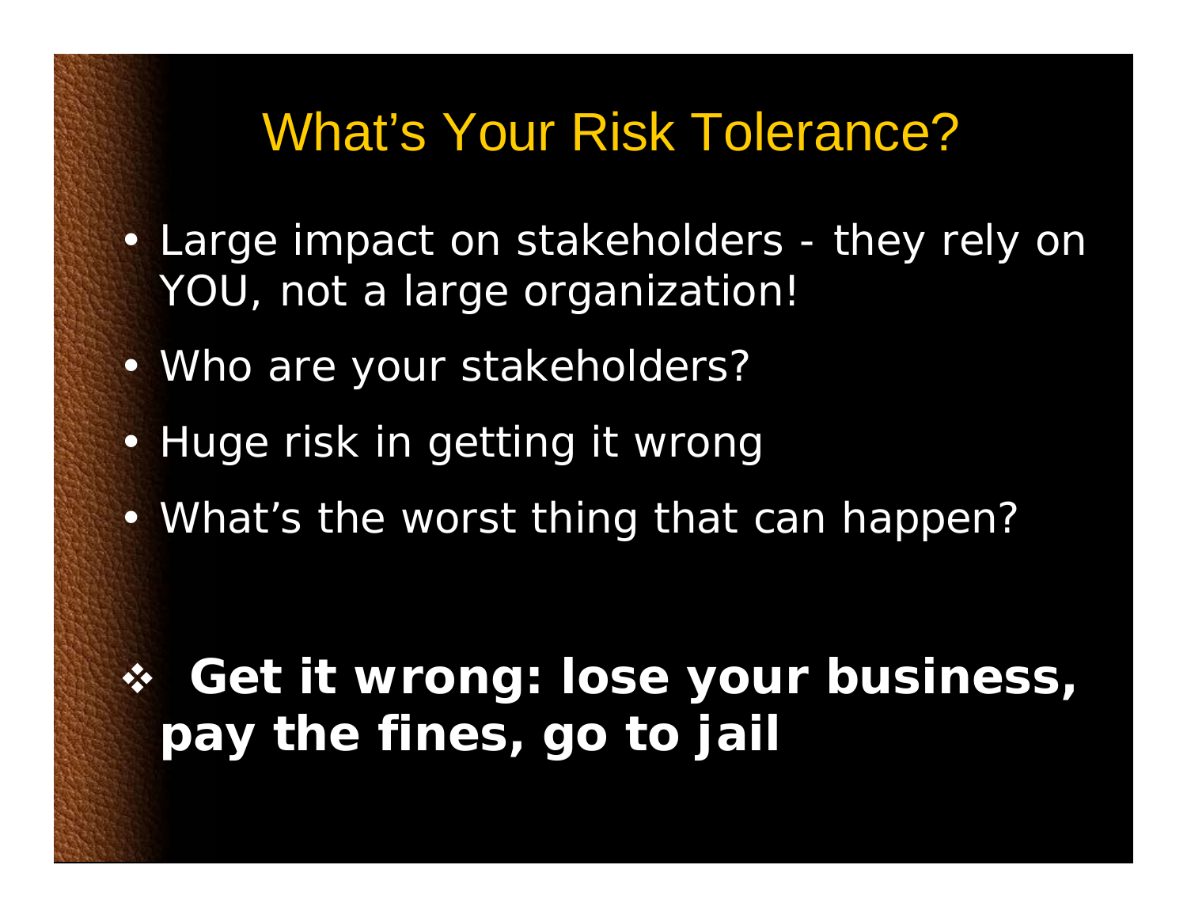# What's Your Risk Tolerance?

- Large impact on stakeholders - they rely on YOU, not a large organization!
- Who are your stakeholders?
- Huge risk in getting it wrong
- What's the worst thing that can happen?

❖ **Get it wrong: lose your business, pay the fines, go to jail**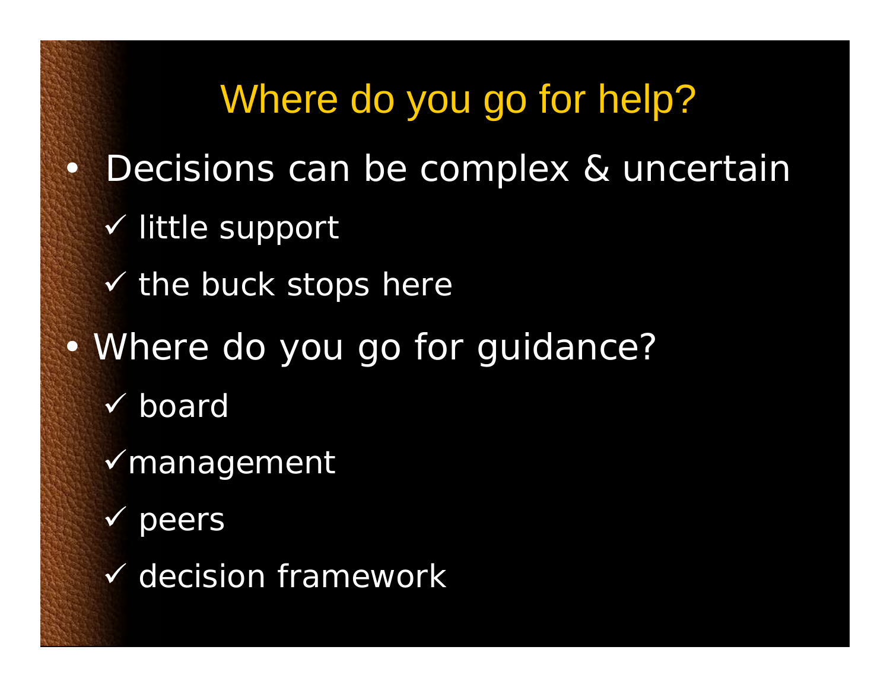# Where do you go for help?

- Decisions can be complex & uncertain
  - ✓ little support
  - ✓ the buck stops here
- Where do you go for guidance?
  - ✓ board
  - ✓ management
  - ✓ peers
  - ✓ decision framework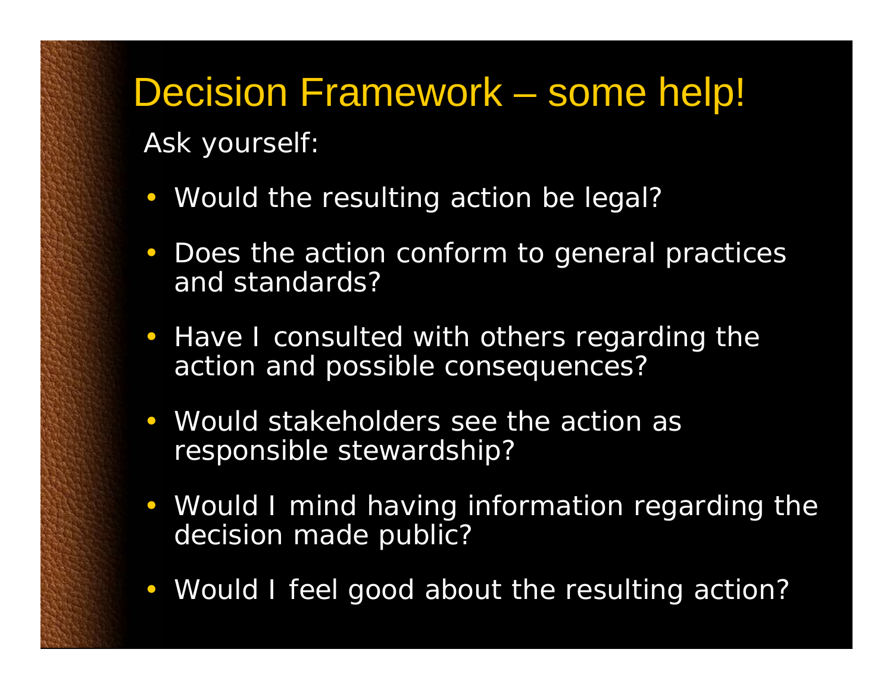# Decision Framework – some help!

Ask yourself:

- Would the resulting action be legal?
- Does the action conform to general practices and standards?
- Have I consulted with others regarding the action and possible consequences?
- Would stakeholders see the action as responsible stewardship?
- Would I mind having information regarding the decision made public?
- Would I feel good about the resulting action?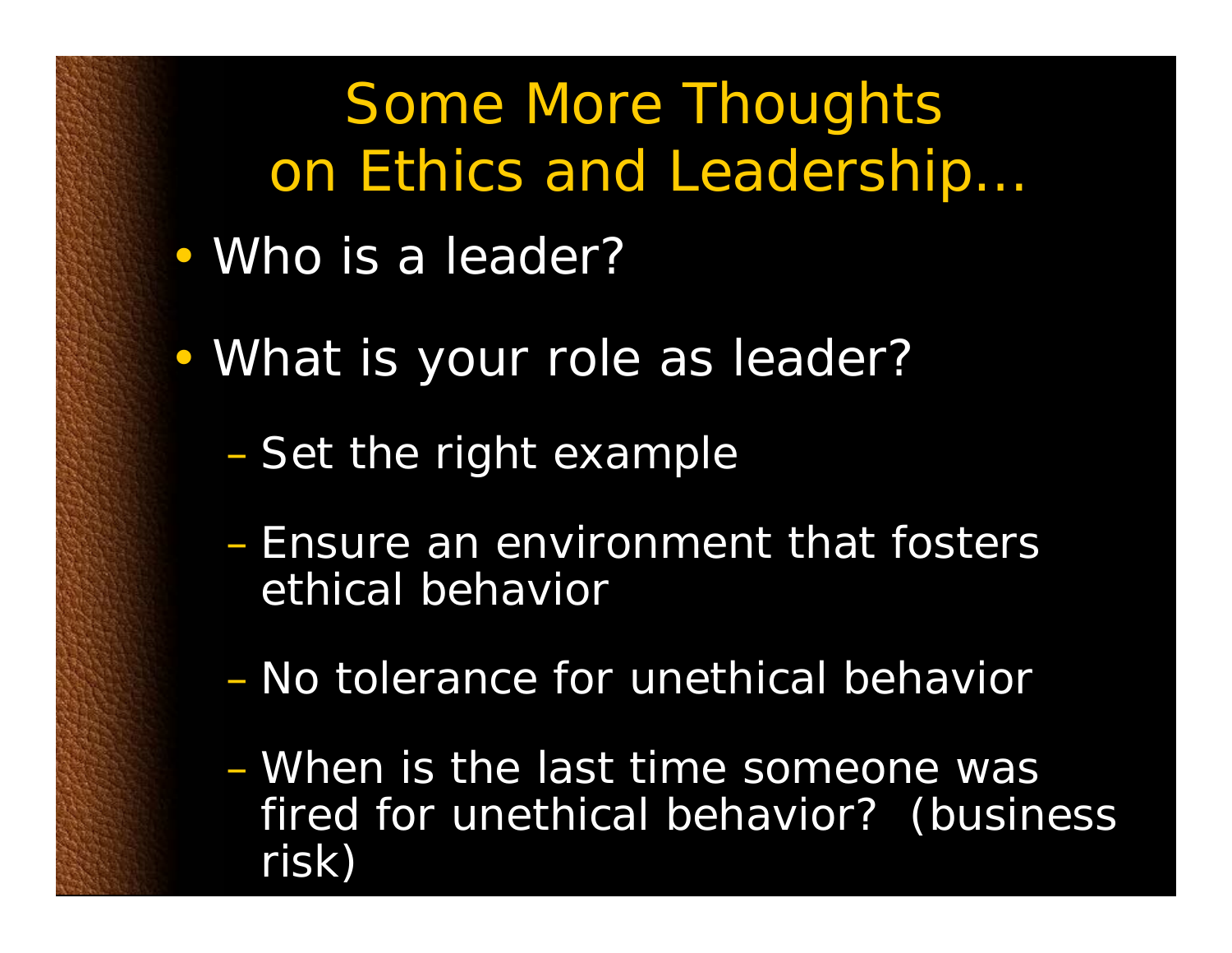# Some More Thoughts on Ethics and Leadership…

- Who is a leader?
- What is your role as leader?
  - Set the right example
  - Ensure an environment that fosters ethical behavior
  - No tolerance for unethical behavior
  - When is the last time someone was fired for unethical behavior? (business risk)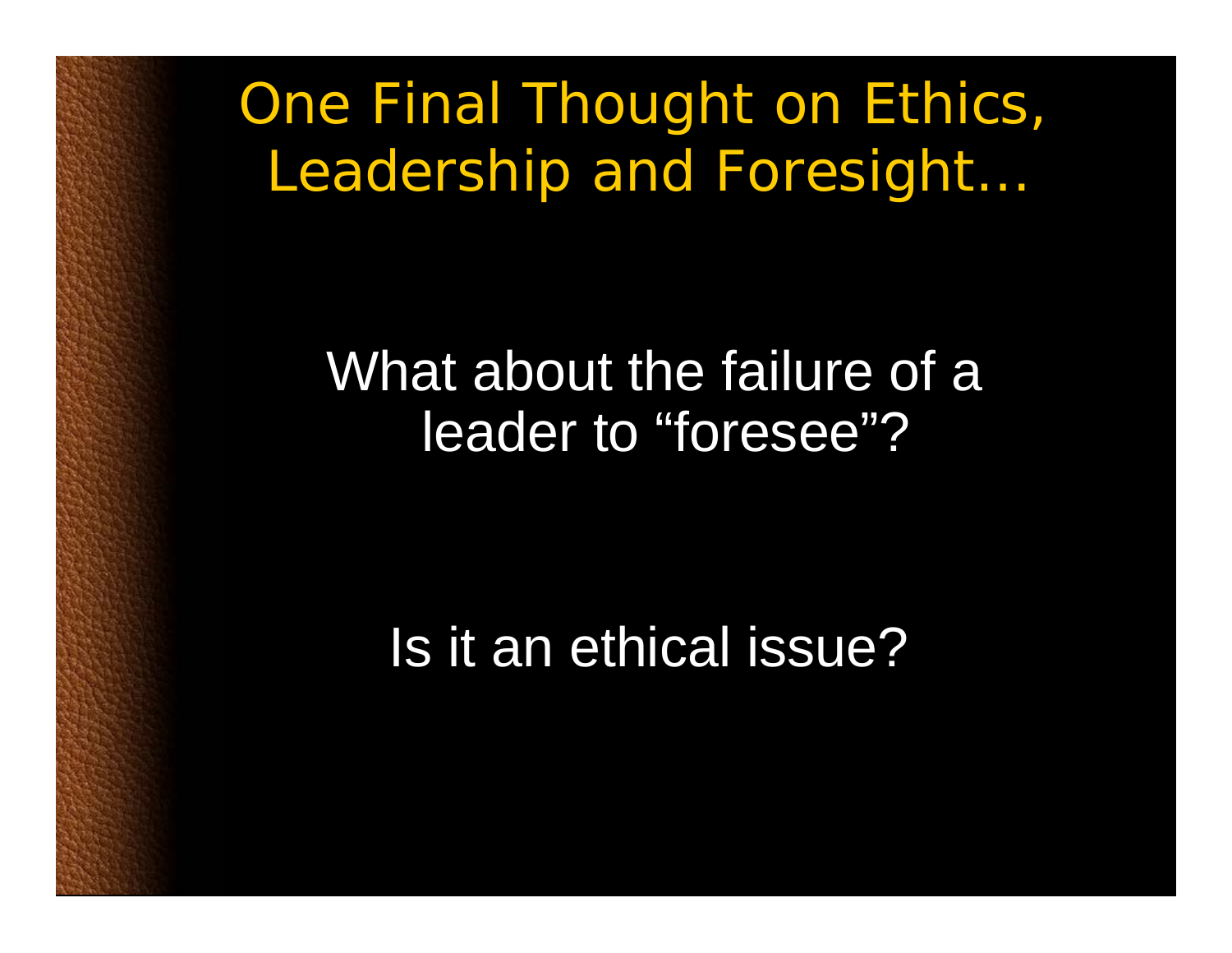# One Final Thought on Ethics, Leadership and Foresight…

What about the failure of a leader to "foresee"?

Is it an ethical issue?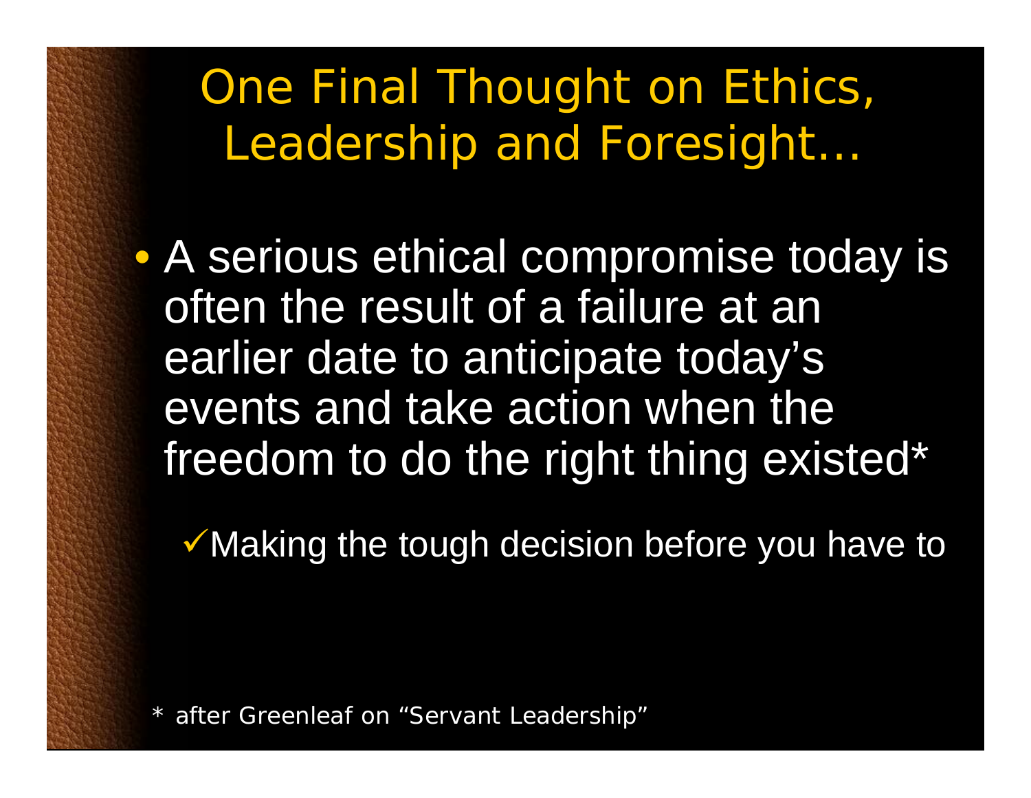# One Final Thought on Ethics, Leadership and Foresight…

- A serious ethical compromise today is often the result of a failure at an earlier date to anticipate today's events and take action when the freedom to do the right thing existed*
  - ✓ Making the tough decision before you have to

\* after Greenleaf on "Servant Leadership"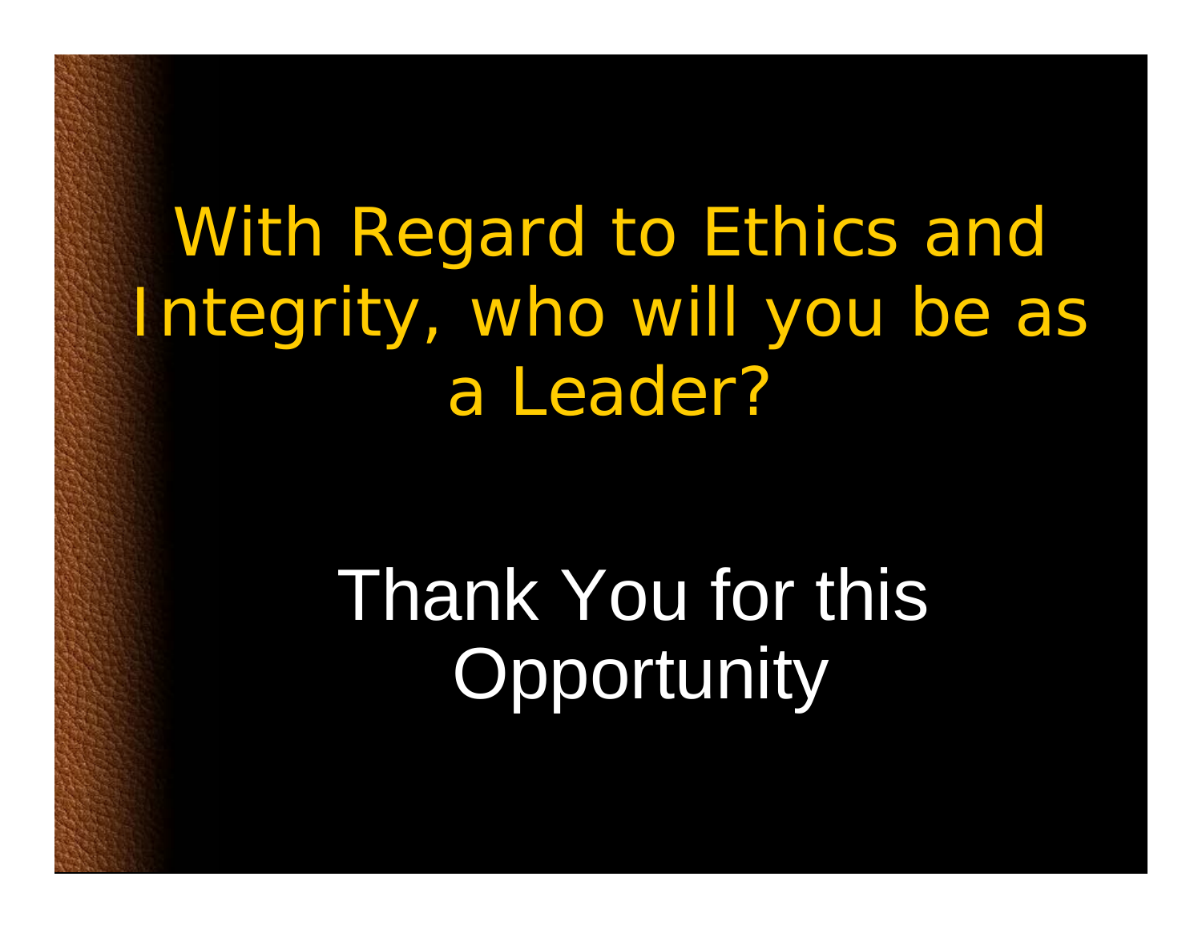# With Regard to Ethics and Integrity, who will you be as a Leader?

Thank You for this Opportunity